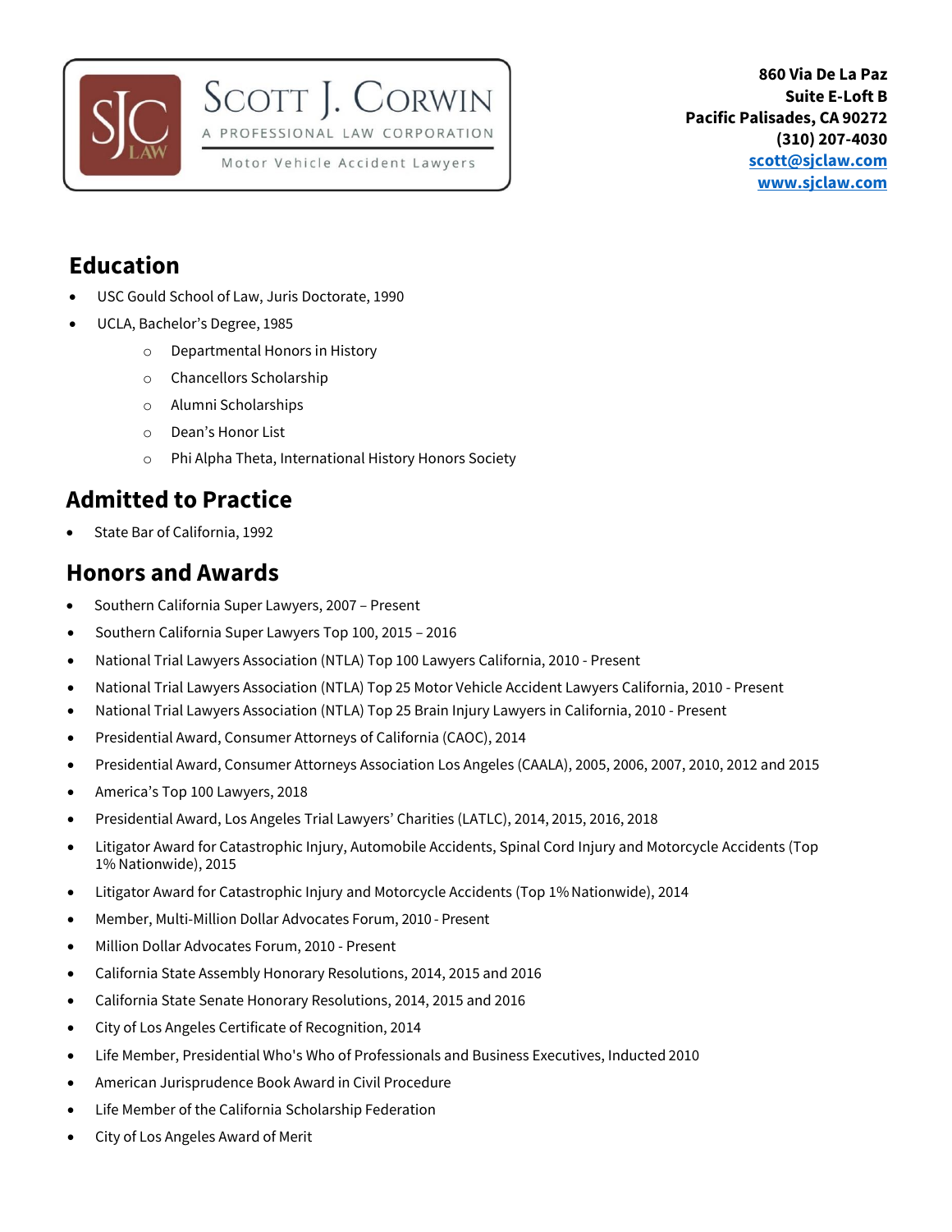SCOTT J. CORWIN
A PROFESSIONAL LAW CORPORATION
Motor Vehicle Accident Lawyers

**860 Via De La Paz**
**Suite E-Loft B**
**Pacific Palisades, CA 90272**
**(310) 207-4030**
**scott@sjclaw.com**
**www.sjclaw.com**

## Education

- USC Gould School of Law, Juris Doctorate, 1990
- UCLA, Bachelor's Degree, 1985
    - Departmental Honors in History
    - Chancellors Scholarship
    - Alumni Scholarships
    - Dean's Honor List
    - Phi Alpha Theta, International History Honors Society

## Admitted to Practice

- State Bar of California, 1992

## Honors and Awards

- Southern California Super Lawyers, 2007 – Present
- Southern California Super Lawyers Top 100, 2015 – 2016
- National Trial Lawyers Association (NTLA) Top 100 Lawyers California, 2010 - Present
- National Trial Lawyers Association (NTLA) Top 25 Motor Vehicle Accident Lawyers California, 2010 - Present
- National Trial Lawyers Association (NTLA) Top 25 Brain Injury Lawyers in California, 2010 - Present
- Presidential Award, Consumer Attorneys of California (CAOC), 2014
- Presidential Award, Consumer Attorneys Association Los Angeles (CAALA), 2005, 2006, 2007, 2010, 2012 and 2015
- America's Top 100 Lawyers, 2018
- Presidential Award, Los Angeles Trial Lawyers' Charities (LATLC), 2014, 2015, 2016, 2018
- Litigator Award for Catastrophic Injury, Automobile Accidents, Spinal Cord Injury and Motorcycle Accidents (Top 1% Nationwide), 2015
- Litigator Award for Catastrophic Injury and Motorcycle Accidents (Top 1% Nationwide), 2014
- Member, Multi-Million Dollar Advocates Forum, 2010 - Present
- Million Dollar Advocates Forum, 2010 - Present
- California State Assembly Honorary Resolutions, 2014, 2015 and 2016
- California State Senate Honorary Resolutions, 2014, 2015 and 2016
- City of Los Angeles Certificate of Recognition, 2014
- Life Member, Presidential Who's Who of Professionals and Business Executives, Inducted 2010
- American Jurisprudence Book Award in Civil Procedure
- Life Member of the California Scholarship Federation
- City of Los Angeles Award of Merit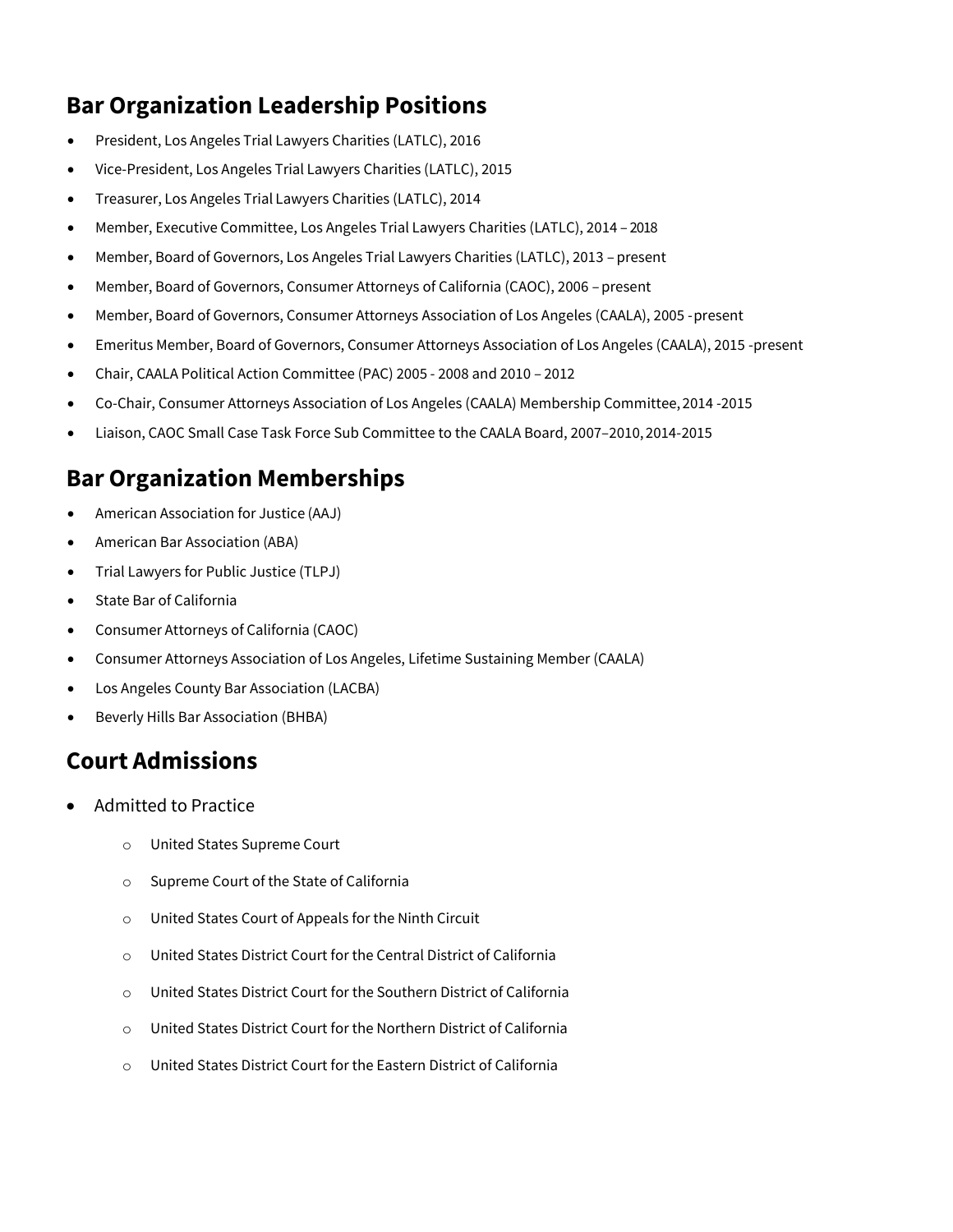## Bar Organization Leadership Positions

- President, Los Angeles Trial Lawyers Charities (LATLC), 2016
- Vice-President, Los Angeles Trial Lawyers Charities (LATLC), 2015
- Treasurer, Los Angeles Trial Lawyers Charities (LATLC), 2014
- Member, Executive Committee, Los Angeles Trial Lawyers Charities (LATLC), 2014 – 2018
- Member, Board of Governors, Los Angeles Trial Lawyers Charities (LATLC), 2013 – present
- Member, Board of Governors, Consumer Attorneys of California (CAOC), 2006 – present
- Member, Board of Governors, Consumer Attorneys Association of Los Angeles (CAALA), 2005 -present
- Emeritus Member, Board of Governors, Consumer Attorneys Association of Los Angeles (CAALA), 2015 -present
- Chair, CAALA Political Action Committee (PAC) 2005 - 2008 and 2010 – 2012
- Co-Chair, Consumer Attorneys Association of Los Angeles (CAALA) Membership Committee, 2014 -2015
- Liaison, CAOC Small Case Task Force Sub Committee to the CAALA Board, 2007–2010, 2014-2015

## Bar Organization Memberships

- American Association for Justice (AAJ)
- American Bar Association (ABA)
- Trial Lawyers for Public Justice (TLPJ)
- State Bar of California
- Consumer Attorneys of California (CAOC)
- Consumer Attorneys Association of Los Angeles, Lifetime Sustaining Member (CAALA)
- Los Angeles County Bar Association (LACBA)
- Beverly Hills Bar Association (BHBA)

## Court Admissions

- Admitted to Practice
  - United States Supreme Court
  - Supreme Court of the State of California
  - United States Court of Appeals for the Ninth Circuit
  - United States District Court for the Central District of California
  - United States District Court for the Southern District of California
  - United States District Court for the Northern District of California
  - United States District Court for the Eastern District of California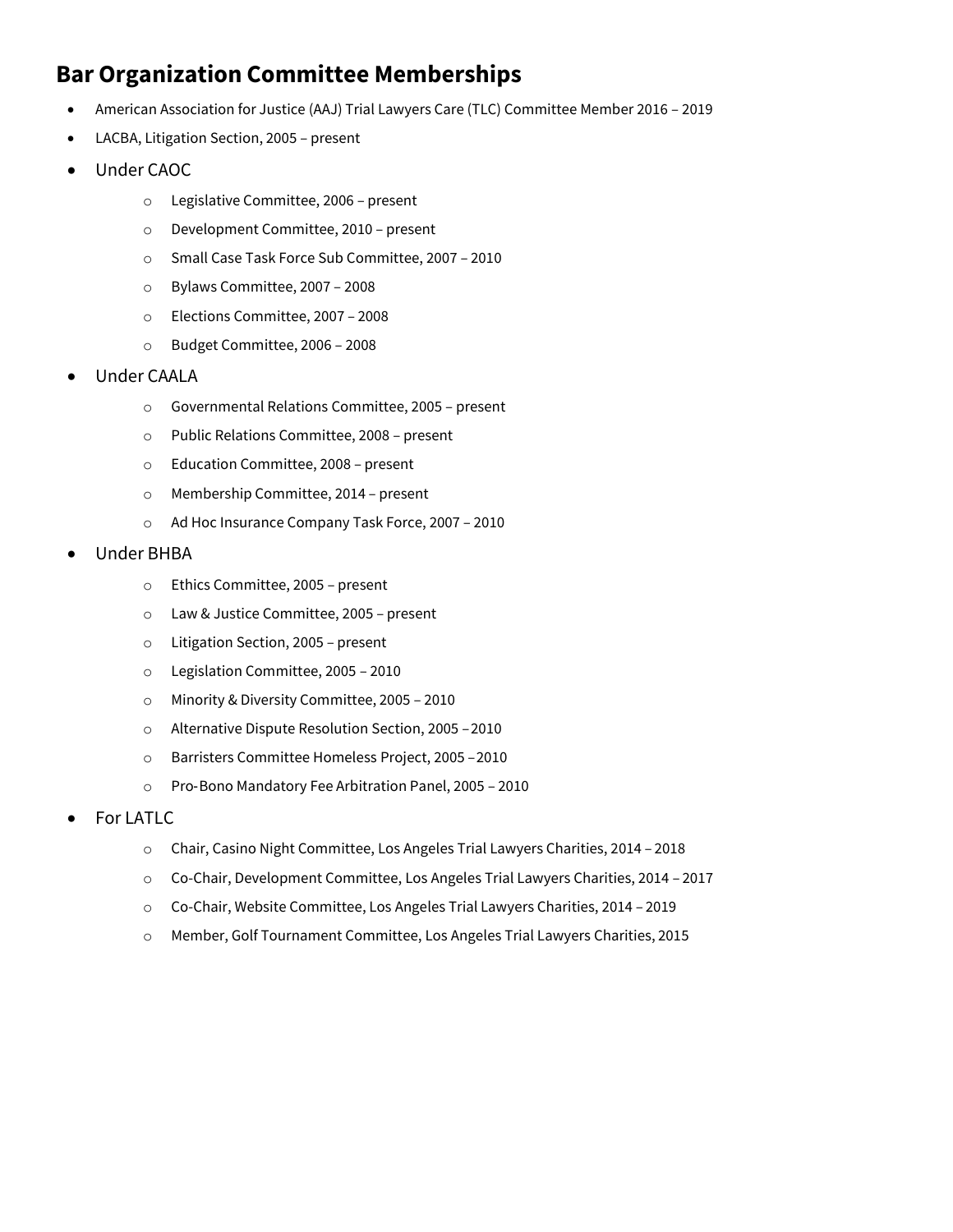## Bar Organization Committee Memberships

- American Association for Justice (AAJ) Trial Lawyers Care (TLC) Committee Member 2016 – 2019
- LACBA, Litigation Section, 2005 – present
- Under CAOC
  - Legislative Committee, 2006 – present
  - Development Committee, 2010 – present
  - Small Case Task Force Sub Committee, 2007 – 2010
  - Bylaws Committee, 2007 – 2008
  - Elections Committee, 2007 – 2008
  - Budget Committee, 2006 – 2008
- Under CAALA
  - Governmental Relations Committee, 2005 – present
  - Public Relations Committee, 2008 – present
  - Education Committee, 2008 – present
  - Membership Committee, 2014 – present
  - Ad Hoc Insurance Company Task Force, 2007 – 2010
- Under BHBA
  - Ethics Committee, 2005 – present
  - Law & Justice Committee, 2005 – present
  - Litigation Section, 2005 – present
  - Legislation Committee, 2005 – 2010
  - Minority & Diversity Committee, 2005 – 2010
  - Alternative Dispute Resolution Section, 2005 – 2010
  - Barristers Committee Homeless Project, 2005 – 2010
  - Pro-Bono Mandatory Fee Arbitration Panel, 2005 – 2010
- For LATLC
  - Chair, Casino Night Committee, Los Angeles Trial Lawyers Charities, 2014 – 2018
  - Co-Chair, Development Committee, Los Angeles Trial Lawyers Charities, 2014 – 2017
  - Co-Chair, Website Committee, Los Angeles Trial Lawyers Charities, 2014 – 2019
  - Member, Golf Tournament Committee, Los Angeles Trial Lawyers Charities, 2015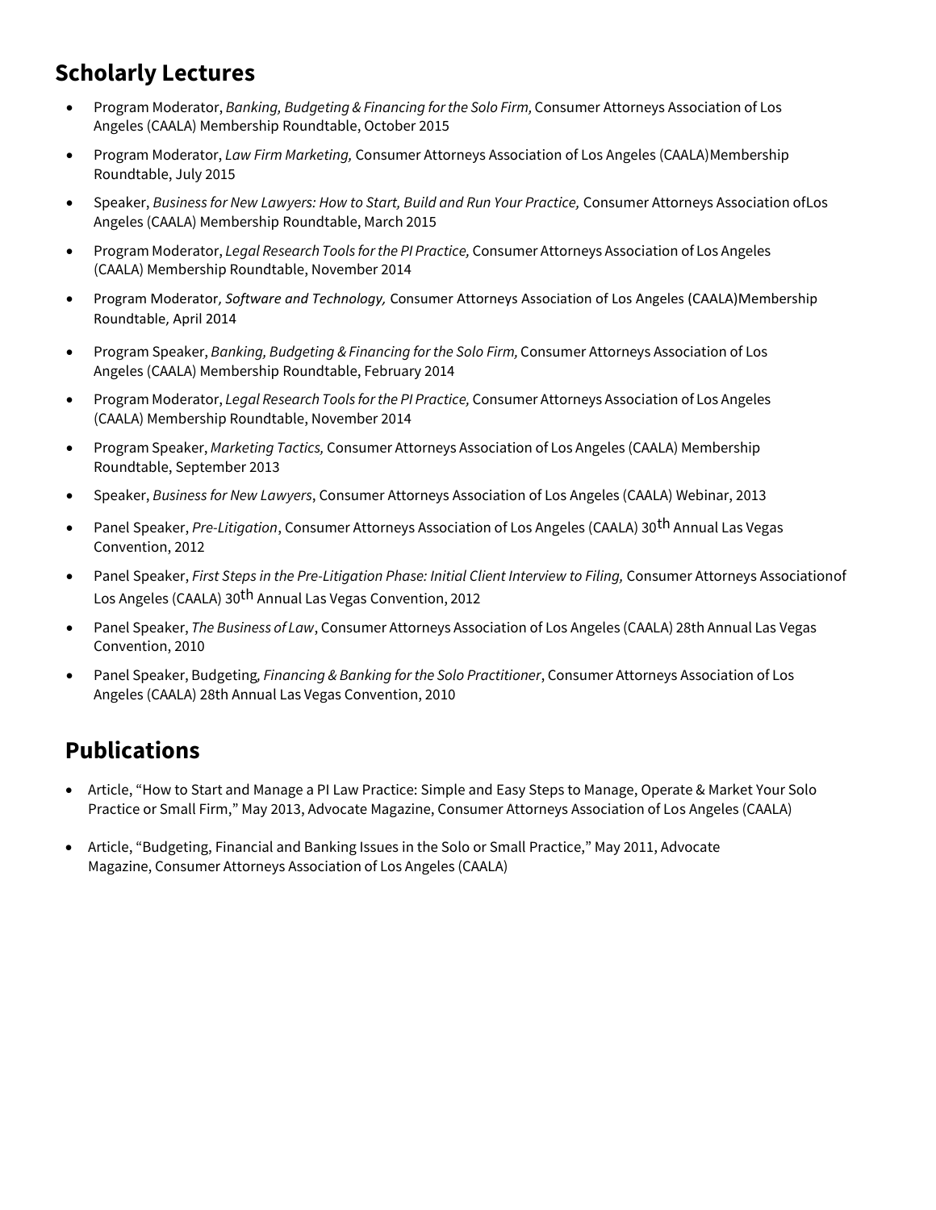## Scholarly Lectures

- Program Moderator, *Banking, Budgeting & Financing for the Solo Firm,* Consumer Attorneys Association of Los Angeles (CAALA) Membership Roundtable, October 2015
- Program Moderator, *Law Firm Marketing,* Consumer Attorneys Association of Los Angeles (CAALA)Membership Roundtable, July 2015
- Speaker, *Business for New Lawyers: How to Start, Build and Run Your Practice,* Consumer Attorneys Association ofLos Angeles (CAALA) Membership Roundtable, March 2015
- Program Moderator, *Legal Research Tools for the PI Practice,* Consumer Attorneys Association of Los Angeles (CAALA) Membership Roundtable, November 2014
- Program Moderator, *Software and Technology,* Consumer Attorneys Association of Los Angeles (CAALA)Membership Roundtable, April 2014
- Program Speaker, *Banking, Budgeting & Financing for the Solo Firm,* Consumer Attorneys Association of Los Angeles (CAALA) Membership Roundtable, February 2014
- Program Moderator, *Legal Research Tools for the PI Practice,* Consumer Attorneys Association of Los Angeles (CAALA) Membership Roundtable, November 2014
- Program Speaker, *Marketing Tactics,* Consumer Attorneys Association of Los Angeles (CAALA) Membership Roundtable, September 2013
- Speaker, *Business for New Lawyers*, Consumer Attorneys Association of Los Angeles (CAALA) Webinar, 2013
- Panel Speaker, *Pre-Litigation*, Consumer Attorneys Association of Los Angeles (CAALA) 30th Annual Las Vegas Convention, 2012
- Panel Speaker, *First Steps in the Pre-Litigation Phase: Initial Client Interview to Filing,* Consumer Attorneys Associationof Los Angeles (CAALA) 30th Annual Las Vegas Convention, 2012
- Panel Speaker, *The Business of Law*, Consumer Attorneys Association of Los Angeles (CAALA) 28th Annual Las Vegas Convention, 2010
- Panel Speaker, Budgeting*, Financing & Banking for the Solo Practitioner*, Consumer Attorneys Association of Los Angeles (CAALA) 28th Annual Las Vegas Convention, 2010

## Publications

- Article, "How to Start and Manage a PI Law Practice: Simple and Easy Steps to Manage, Operate & Market Your Solo Practice or Small Firm," May 2013, Advocate Magazine, Consumer Attorneys Association of Los Angeles (CAALA)
- Article, "Budgeting, Financial and Banking Issues in the Solo or Small Practice," May 2011, Advocate Magazine, Consumer Attorneys Association of Los Angeles (CAALA)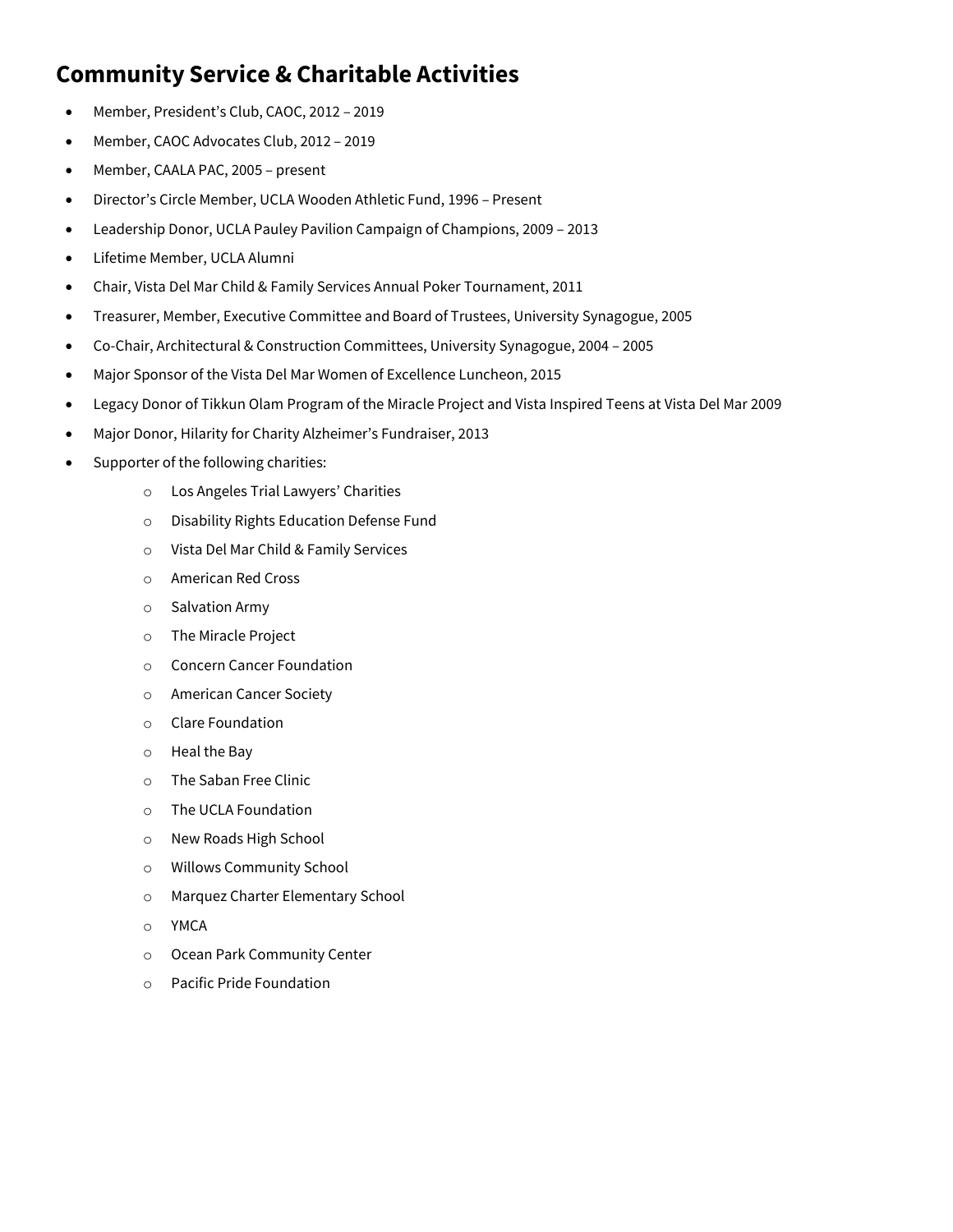## Community Service & Charitable Activities

- Member, President's Club, CAOC, 2012 – 2019
- Member, CAOC Advocates Club, 2012 – 2019
- Member, CAALA PAC, 2005 – present
- Director's Circle Member, UCLA Wooden Athletic Fund, 1996 – Present
- Leadership Donor, UCLA Pauley Pavilion Campaign of Champions, 2009 – 2013
- Lifetime Member, UCLA Alumni
- Chair, Vista Del Mar Child & Family Services Annual Poker Tournament, 2011
- Treasurer, Member, Executive Committee and Board of Trustees, University Synagogue, 2005
- Co-Chair, Architectural & Construction Committees, University Synagogue, 2004 – 2005
- Major Sponsor of the Vista Del Mar Women of Excellence Luncheon, 2015
- Legacy Donor of Tikkun Olam Program of the Miracle Project and Vista Inspired Teens at Vista Del Mar 2009
- Major Donor, Hilarity for Charity Alzheimer's Fundraiser, 2013
- Supporter of the following charities:
    - Los Angeles Trial Lawyers' Charities
    - Disability Rights Education Defense Fund
    - Vista Del Mar Child & Family Services
    - American Red Cross
    - Salvation Army
    - The Miracle Project
    - Concern Cancer Foundation
    - American Cancer Society
    - Clare Foundation
    - Heal the Bay
    - The Saban Free Clinic
    - The UCLA Foundation
    - New Roads High School
    - Willows Community School
    - Marquez Charter Elementary School
    - YMCA
    - Ocean Park Community Center
    - Pacific Pride Foundation